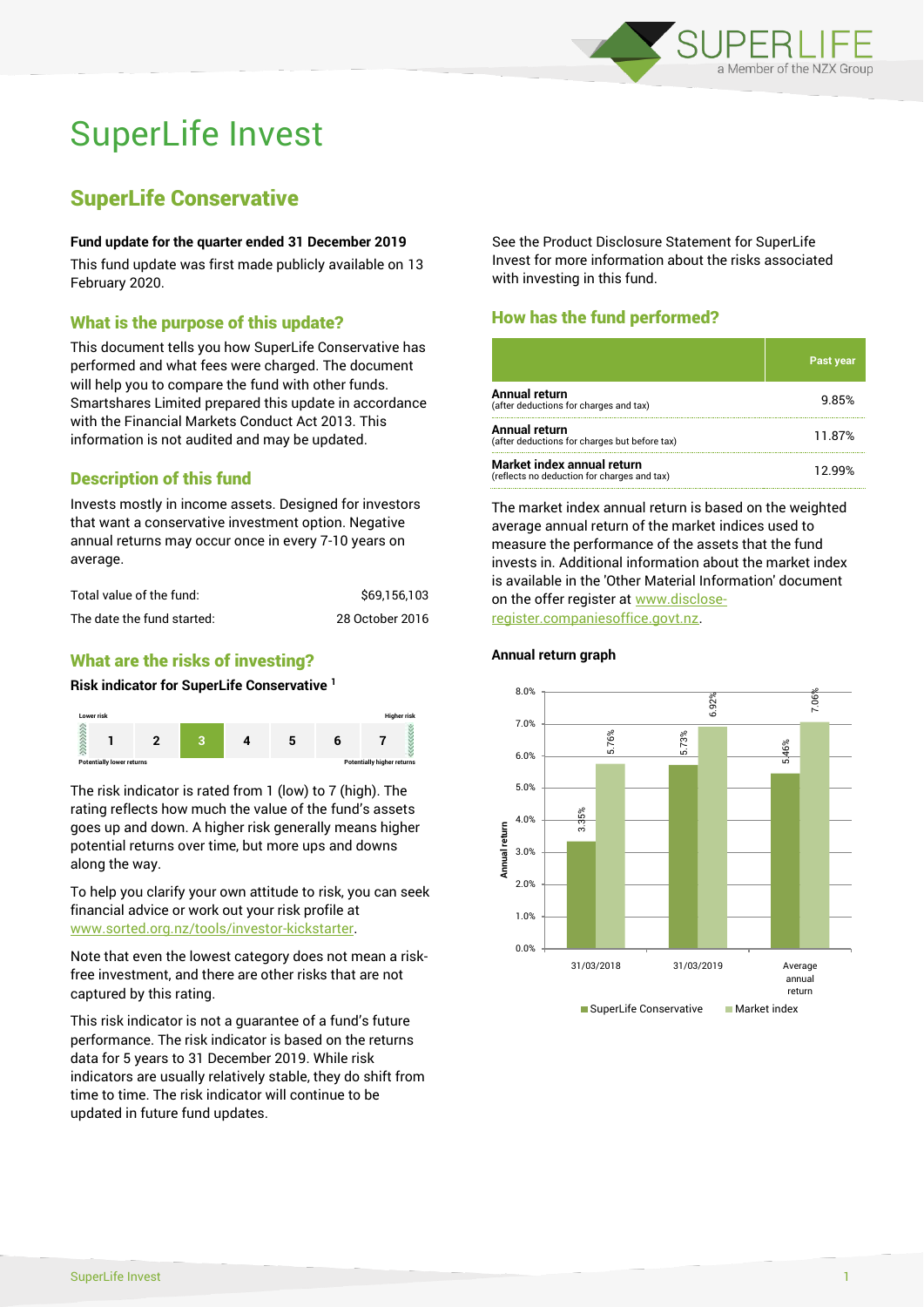# SuperLife Invest

## SuperLife Conservative

**Fund update for the quarter ended 31 December 2019**

This fund update was first made publicly available on 13 February 2020.

### What is the purpose of this update?

This document tells you how SuperLife Conservative has performed and what fees were charged. The document will help you to compare the fund with other funds. Smartshares Limited prepared this update in accordance with the Financial Markets Conduct Act 2013. This information is not audited and may be updated.

### Description of this fund

Invests mostly in income assets. Designed for investors that want a conservative investment option. Negative annual returns may occur once in every 7-10 years on average.

| | |
|---|---|
| Total value of the fund: | $69,156,103 |
| The date the fund started: | 28 October 2016 |

### What are the risks of investing?

**Risk indicator for SuperLife Conservative [1]**

| Lower risk | | | | | | Higher risk |
|---|---|---|---|---|---|---|
| 1 | 2 | **3** | 4 | 5 | 6 | 7 |
| Potentially lower returns | | | | | | Potentially higher returns |

The risk indicator is rated from 1 (low) to 7 (high). The rating reflects how much the value of the fund's assets goes up and down. A higher risk generally means higher potential returns over time, but more ups and downs along the way.

To help you clarify your own attitude to risk, you can seek financial advice or work out your risk profile at www.sorted.org.nz/tools/investor-kickstarter.

Note that even the lowest category does not mean a risk-free investment, and there are other risks that are not captured by this rating.

This risk indicator is not a guarantee of a fund's future performance. The risk indicator is based on the returns data for 5 years to 31 December 2019. While risk indicators are usually relatively stable, they do shift from time to time. The risk indicator will continue to be updated in future fund updates.

See the Product Disclosure Statement for SuperLife Invest for more information about the risks associated with investing in this fund.

### How has the fund performed?

| | Past year |
|---|---|
| **Annual return** (after deductions for charges and tax) | 9.85% |
| **Annual return** (after deductions for charges but before tax) | 11.87% |
| **Market index annual return** (reflects no deduction for charges and tax) | 12.99% |

The market index annual return is based on the weighted average annual return of the market indices used to measure the performance of the assets that the fund invests in. Additional information about the market index is available in the 'Other Material Information' document on the offer register at www.disclose-register.companiesoffice.govt.nz.

**Annual return graph**

| | SuperLife Conservative | Market index |
|---|---|---|
| 31/03/2018 | 3.35% | 5.76% |
| 31/03/2019 | 5.73% | 6.92% |
| Average annual return | 5.46% | 7.06% |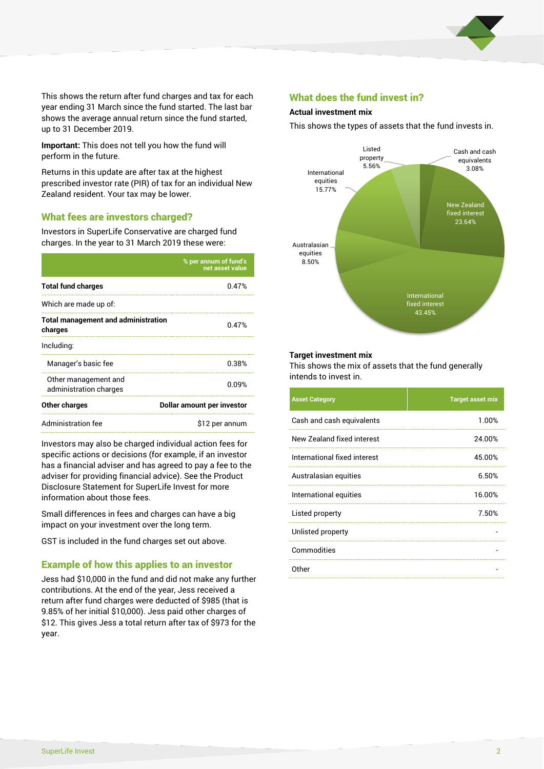This shows the return after fund charges and tax for each year ending 31 March since the fund started. The last bar shows the average annual return since the fund started, up to 31 December 2019.

**Important:** This does not tell you how the fund will perform in the future.

Returns in this update are after tax at the highest prescribed investor rate (PIR) of tax for an individual New Zealand resident. Your tax may be lower.

## What fees are investors charged?

Investors in SuperLife Conservative are charged fund charges. In the year to 31 March 2019 these were:

| | % per annum of fund's net asset value |
|---|---|
| **Total fund charges** | 0.47% |
| Which are made up of: | |
| **Total management and administration charges** | 0.47% |
| Including: | |
| Manager's basic fee | 0.38% |
| Other management and administration charges | 0.09% |
| **Other charges** | **Dollar amount per investor** |
| Administration fee | $12 per annum |

Investors may also be charged individual action fees for specific actions or decisions (for example, if an investor has a financial adviser and has agreed to pay a fee to the adviser for providing financial advice). See the Product Disclosure Statement for SuperLife Invest for more information about those fees.

Small differences in fees and charges can have a big impact on your investment over the long term.

GST is included in the fund charges set out above.

## Example of how this applies to an investor

Jess had $10,000 in the fund and did not make any further contributions. At the end of the year, Jess received a return after fund charges were deducted of $985 (that is 9.85% of her initial $10,000). Jess paid other charges of $12. This gives Jess a total return after tax of $973 for the year.

## What does the fund invest in?

**Actual investment mix**

This shows the types of assets that the fund invests in.

- Cash and cash equivalents 3.08%
- New Zealand fixed interest 23.64%
- International fixed interest 43.45%
- Australasian equities 8.50%
- International equities 15.77%
- Listed property 5.56%

**Target investment mix**

This shows the mix of assets that the fund generally intends to invest in.

| Asset Category | Target asset mix |
|---|---|
| Cash and cash equivalents | 1.00% |
| New Zealand fixed interest | 24.00% |
| International fixed interest | 45.00% |
| Australasian equities | 6.50% |
| International equities | 16.00% |
| Listed property | 7.50% |
| Unlisted property | - |
| Commodities | - |
| Other | - |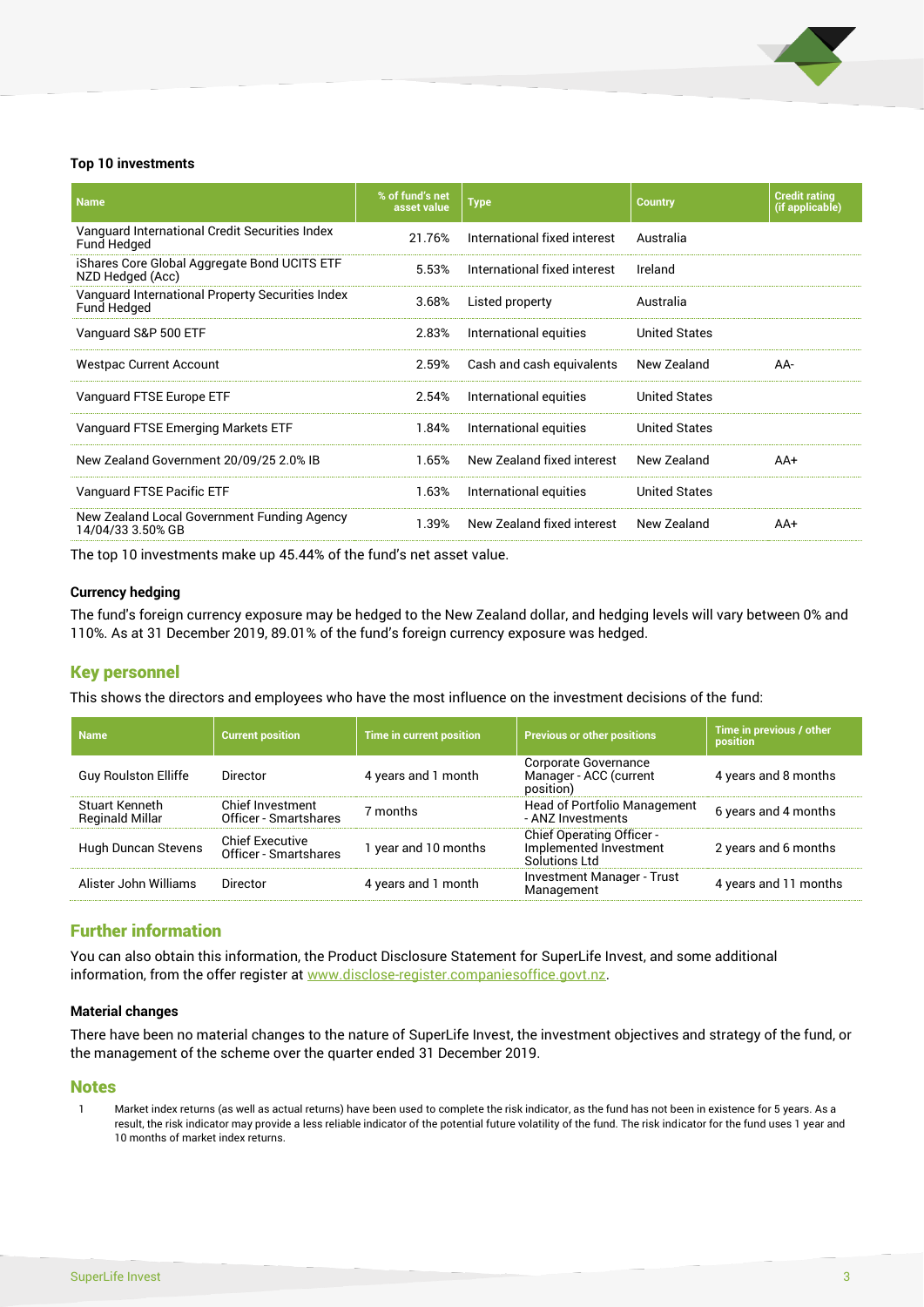#### Top 10 investments

| Name | % of fund's net asset value | Type | Country | Credit rating (if applicable) |
|---|---|---|---|---|
| Vanguard International Credit Securities Index Fund Hedged | 21.76% | International fixed interest | Australia | |
| iShares Core Global Aggregate Bond UCITS ETF NZD Hedged (Acc) | 5.53% | International fixed interest | Ireland | |
| Vanguard International Property Securities Index Fund Hedged | 3.68% | Listed property | Australia | |
| Vanguard S&P 500 ETF | 2.83% | International equities | United States | |
| Westpac Current Account | 2.59% | Cash and cash equivalents | New Zealand | AA- |
| Vanguard FTSE Europe ETF | 2.54% | International equities | United States | |
| Vanguard FTSE Emerging Markets ETF | 1.84% | International equities | United States | |
| New Zealand Government 20/09/25 2.0% IB | 1.65% | New Zealand fixed interest | New Zealand | AA+ |
| Vanguard FTSE Pacific ETF | 1.63% | International equities | United States | |
| New Zealand Local Government Funding Agency 14/04/33 3.50% GB | 1.39% | New Zealand fixed interest | New Zealand | AA+ |

The top 10 investments make up 45.44% of the fund's net asset value.

#### Currency hedging

The fund's foreign currency exposure may be hedged to the New Zealand dollar, and hedging levels will vary between 0% and 110%. As at 31 December 2019, 89.01% of the fund's foreign currency exposure was hedged.

## Key personnel

This shows the directors and employees who have the most influence on the investment decisions of the fund:

| Name | Current position | Time in current position | Previous or other positions | Time in previous / other position |
|---|---|---|---|---|
| Guy Roulston Elliffe | Director | 4 years and 1 month | Corporate Governance Manager - ACC (current position) | 4 years and 8 months |
| Stuart Kenneth Reginald Millar | Chief Investment Officer - Smartshares | 7 months | Head of Portfolio Management - ANZ Investments | 6 years and 4 months |
| Hugh Duncan Stevens | Chief Executive Officer - Smartshares | 1 year and 10 months | Chief Operating Officer - Implemented Investment Solutions Ltd | 2 years and 6 months |
| Alister John Williams | Director | 4 years and 1 month | Investment Manager - Trust Management | 4 years and 11 months |

## Further information

You can also obtain this information, the Product Disclosure Statement for SuperLife Invest, and some additional information, from the offer register at www.disclose-register.companiesoffice.govt.nz.

#### Material changes

There have been no material changes to the nature of SuperLife Invest, the investment objectives and strategy of the fund, or the management of the scheme over the quarter ended 31 December 2019.

## Notes

1. Market index returns (as well as actual returns) have been used to complete the risk indicator, as the fund has not been in existence for 5 years. As a result, the risk indicator may provide a less reliable indicator of the potential future volatility of the fund. The risk indicator for the fund uses 1 year and 10 months of market index returns.